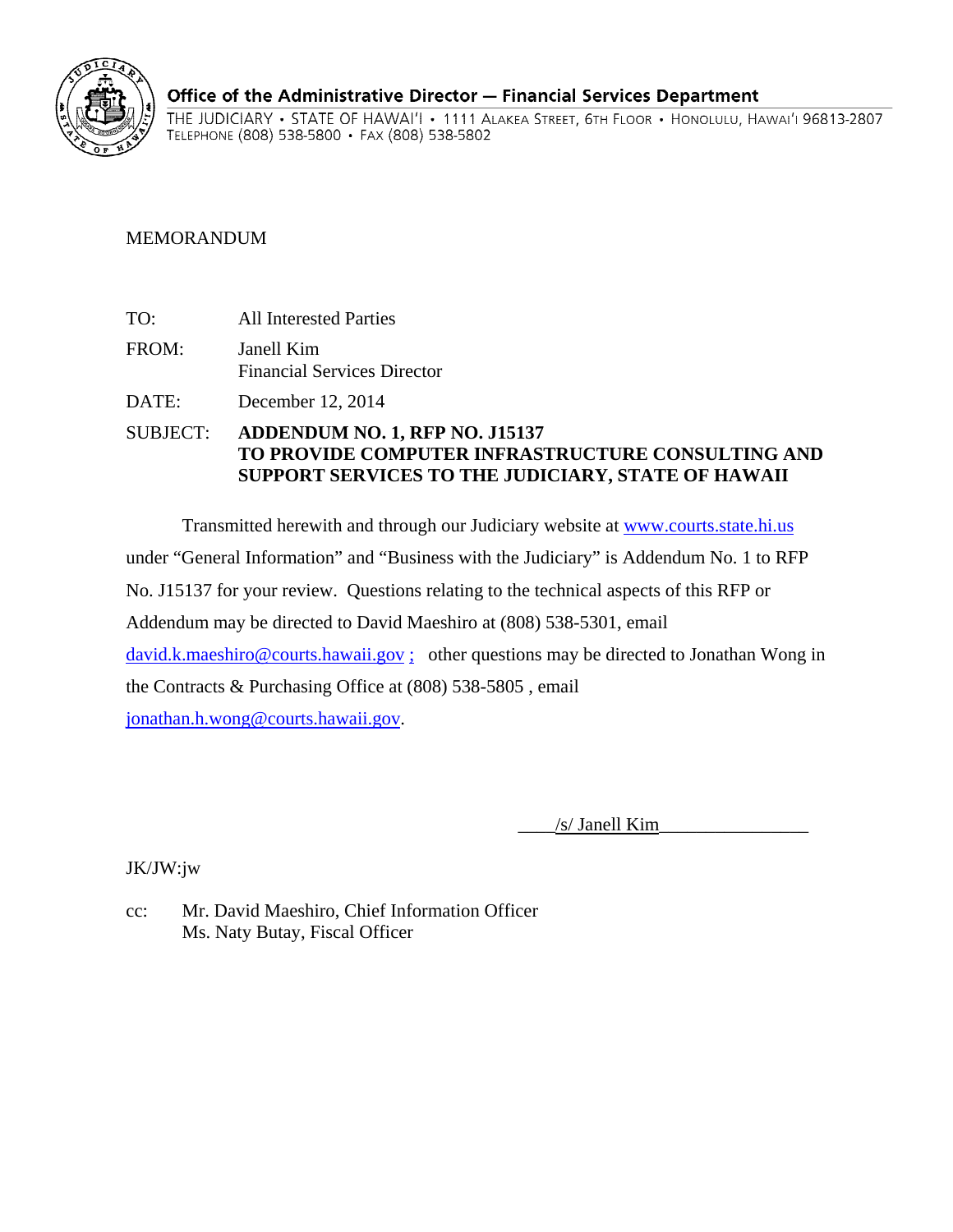**Office of the Administrative Director — Financial Services Department**

THE JUDICIARY • STATE OF HAWAI'I • 1111 ALAKEA STREET, 6TH FLOOR • HONOLULU, HAWAI'I 96813-2807
TELEPHONE (808) 538-5800 • FAX (808) 538-5802

MEMORANDUM

| | |
|---|---|
| TO: | All Interested Parties |
| FROM: | Janell Kim<br>Financial Services Director |
| DATE: | December 12, 2014 |
| SUBJECT: | **ADDENDUM NO. 1, RFP NO. J15137<br>TO PROVIDE COMPUTER INFRASTRUCTURE CONSULTING AND SUPPORT SERVICES TO THE JUDICIARY, STATE OF HAWAII** |

Transmitted herewith and through our Judiciary website at www.courts.state.hi.us under "General Information" and "Business with the Judiciary" is Addendum No. 1 to RFP No. J15137 for your review. Questions relating to the technical aspects of this RFP or Addendum may be directed to David Maeshiro at (808) 538-5301, email david.k.maeshiro@courts.hawaii.gov ; other questions may be directed to Jonathan Wong in the Contracts & Purchasing Office at (808) 538-5805 , email jonathan.h.wong@courts.hawaii.gov.

/s/ Janell Kim

JK/JW:jw

cc: Mr. David Maeshiro, Chief Information Officer
Ms. Naty Butay, Fiscal Officer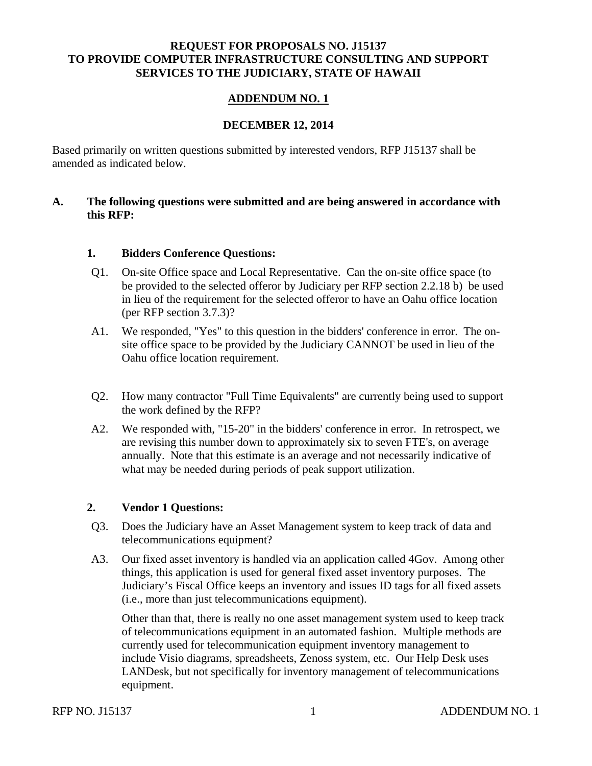**REQUEST FOR PROPOSALS NO. J15137**
**TO PROVIDE COMPUTER INFRASTRUCTURE CONSULTING AND SUPPORT SERVICES TO THE JUDICIARY, STATE OF HAWAII**

**ADDENDUM NO. 1**

**DECEMBER 12, 2014**

Based primarily on written questions submitted by interested vendors, RFP J15137 shall be amended as indicated below.

**A. The following questions were submitted and are being answered in accordance with this RFP:**

**1. Bidders Conference Questions:**

Q1. On-site Office space and Local Representative. Can the on-site office space (to be provided to the selected offeror by Judiciary per RFP section 2.2.18 b) be used in lieu of the requirement for the selected offeror to have an Oahu office location (per RFP section 3.7.3)?

A1. We responded, "Yes" to this question in the bidders' conference in error. The on-site office space to be provided by the Judiciary CANNOT be used in lieu of the Oahu office location requirement.

Q2. How many contractor "Full Time Equivalents" are currently being used to support the work defined by the RFP?

A2. We responded with, "15-20" in the bidders' conference in error. In retrospect, we are revising this number down to approximately six to seven FTE's, on average annually. Note that this estimate is an average and not necessarily indicative of what may be needed during periods of peak support utilization.

**2. Vendor 1 Questions:**

Q3. Does the Judiciary have an Asset Management system to keep track of data and telecommunications equipment?

A3. Our fixed asset inventory is handled via an application called 4Gov. Among other things, this application is used for general fixed asset inventory purposes. The Judiciary's Fiscal Office keeps an inventory and issues ID tags for all fixed assets (i.e., more than just telecommunications equipment).

Other than that, there is really no one asset management system used to keep track of telecommunications equipment in an automated fashion. Multiple methods are currently used for telecommunication equipment inventory management to include Visio diagrams, spreadsheets, Zenoss system, etc. Our Help Desk uses LANDesk, but not specifically for inventory management of telecommunications equipment.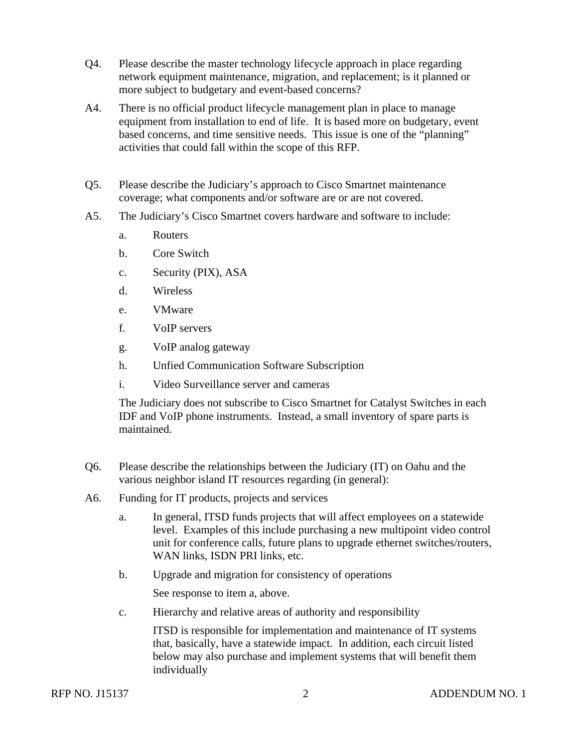Q4. Please describe the master technology lifecycle approach in place regarding network equipment maintenance, migration, and replacement; is it planned or more subject to budgetary and event-based concerns?

A4. There is no official product lifecycle management plan in place to manage equipment from installation to end of life. It is based more on budgetary, event based concerns, and time sensitive needs. This issue is one of the "planning" activities that could fall within the scope of this RFP.

Q5. Please describe the Judiciary's approach to Cisco Smartnet maintenance coverage; what components and/or software are or are not covered.

A5. The Judiciary's Cisco Smartnet covers hardware and software to include:

a. Routers

b. Core Switch

c. Security (PIX), ASA

d. Wireless

e. VMware

f. VoIP servers

g. VoIP analog gateway

h. Unfied Communication Software Subscription

i. Video Surveillance server and cameras

The Judiciary does not subscribe to Cisco Smartnet for Catalyst Switches in each IDF and VoIP phone instruments. Instead, a small inventory of spare parts is maintained.

Q6. Please describe the relationships between the Judiciary (IT) on Oahu and the various neighbor island IT resources regarding (in general):

A6. Funding for IT products, projects and services

a. In general, ITSD funds projects that will affect employees on a statewide level. Examples of this include purchasing a new multipoint video control unit for conference calls, future plans to upgrade ethernet switches/routers, WAN links, ISDN PRI links, etc.

b. Upgrade and migration for consistency of operations

   See response to item a, above.

c. Hierarchy and relative areas of authority and responsibility

   ITSD is responsible for implementation and maintenance of IT systems that, basically, have a statewide impact. In addition, each circuit listed below may also purchase and implement systems that will benefit them individually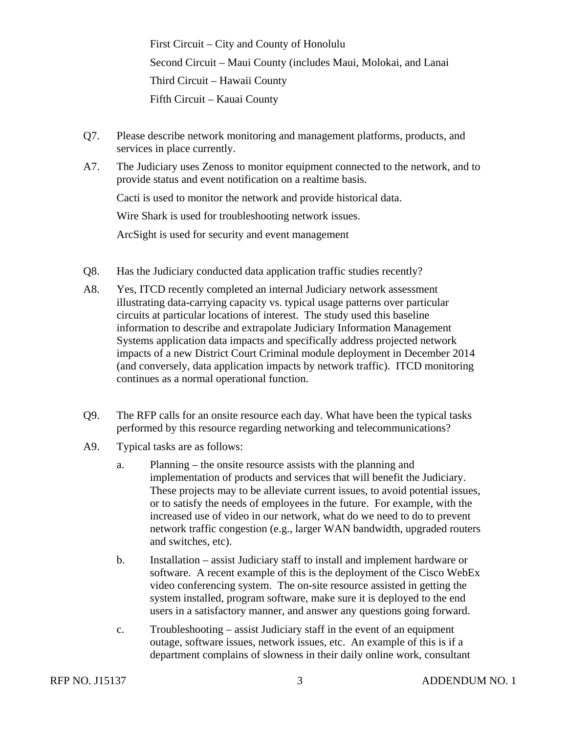First Circuit – City and County of Honolulu

Second Circuit – Maui County (includes Maui, Molokai, and Lanai

Third Circuit – Hawaii County

Fifth Circuit – Kauai County

Q7. Please describe network monitoring and management platforms, products, and services in place currently.

A7. The Judiciary uses Zenoss to monitor equipment connected to the network, and to provide status and event notification on a realtime basis.

Cacti is used to monitor the network and provide historical data.

Wire Shark is used for troubleshooting network issues.

ArcSight is used for security and event management

Q8. Has the Judiciary conducted data application traffic studies recently?

A8. Yes, ITCD recently completed an internal Judiciary network assessment illustrating data-carrying capacity vs. typical usage patterns over particular circuits at particular locations of interest. The study used this baseline information to describe and extrapolate Judiciary Information Management Systems application data impacts and specifically address projected network impacts of a new District Court Criminal module deployment in December 2014 (and conversely, data application impacts by network traffic). ITCD monitoring continues as a normal operational function.

Q9. The RFP calls for an onsite resource each day. What have been the typical tasks performed by this resource regarding networking and telecommunications?

A9. Typical tasks are as follows:

a. Planning – the onsite resource assists with the planning and implementation of products and services that will benefit the Judiciary. These projects may to be alleviate current issues, to avoid potential issues, or to satisfy the needs of employees in the future. For example, with the increased use of video in our network, what do we need to do to prevent network traffic congestion (e.g., larger WAN bandwidth, upgraded routers and switches, etc).

b. Installation – assist Judiciary staff to install and implement hardware or software. A recent example of this is the deployment of the Cisco WebEx video conferencing system. The on-site resource assisted in getting the system installed, program software, make sure it is deployed to the end users in a satisfactory manner, and answer any questions going forward.

c. Troubleshooting – assist Judiciary staff in the event of an equipment outage, software issues, network issues, etc. An example of this is if a department complains of slowness in their daily online work, consultant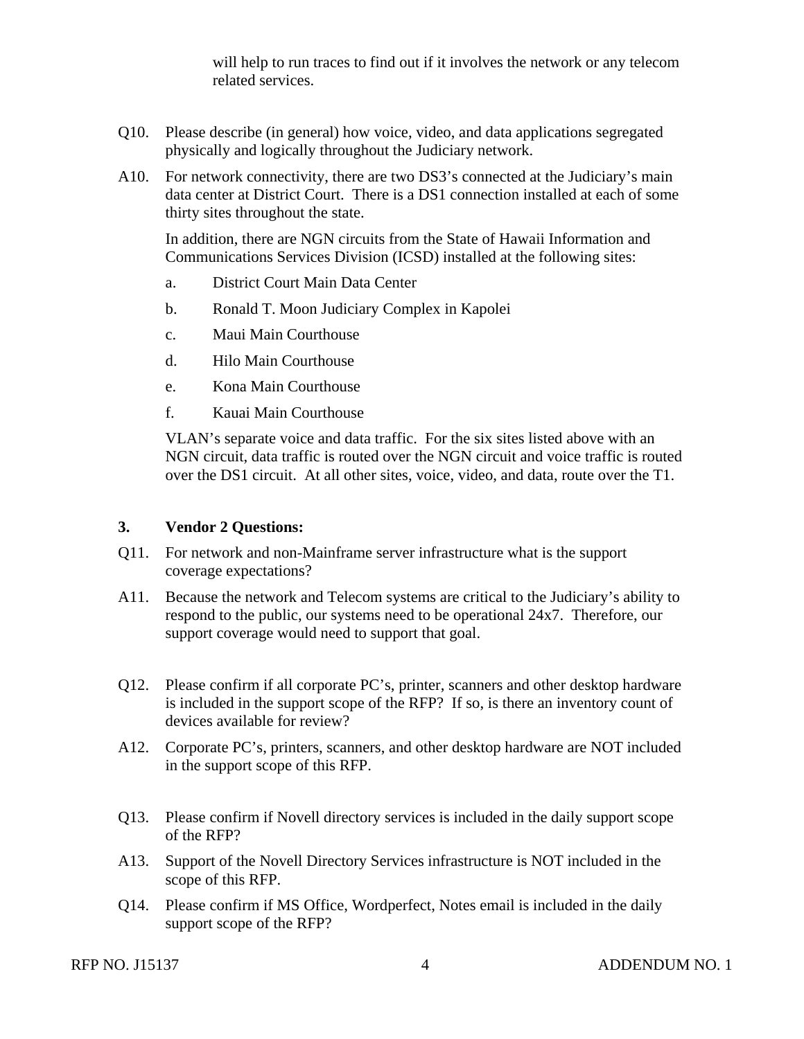will help to run traces to find out if it involves the network or any telecom related services.

Q10. Please describe (in general) how voice, video, and data applications segregated physically and logically throughout the Judiciary network.

A10. For network connectivity, there are two DS3's connected at the Judiciary's main data center at District Court. There is a DS1 connection installed at each of some thirty sites throughout the state.

In addition, there are NGN circuits from the State of Hawaii Information and Communications Services Division (ICSD) installed at the following sites:

a. District Court Main Data Center

b. Ronald T. Moon Judiciary Complex in Kapolei

c. Maui Main Courthouse

d. Hilo Main Courthouse

e. Kona Main Courthouse

f. Kauai Main Courthouse

VLAN's separate voice and data traffic. For the six sites listed above with an NGN circuit, data traffic is routed over the NGN circuit and voice traffic is routed over the DS1 circuit. At all other sites, voice, video, and data, route over the T1.

### 3. Vendor 2 Questions:

Q11. For network and non-Mainframe server infrastructure what is the support coverage expectations?

A11. Because the network and Telecom systems are critical to the Judiciary's ability to respond to the public, our systems need to be operational 24x7. Therefore, our support coverage would need to support that goal.

Q12. Please confirm if all corporate PC's, printer, scanners and other desktop hardware is included in the support scope of the RFP? If so, is there an inventory count of devices available for review?

A12. Corporate PC's, printers, scanners, and other desktop hardware are NOT included in the support scope of this RFP.

Q13. Please confirm if Novell directory services is included in the daily support scope of the RFP?

A13. Support of the Novell Directory Services infrastructure is NOT included in the scope of this RFP.

Q14. Please confirm if MS Office, Wordperfect, Notes email is included in the daily support scope of the RFP?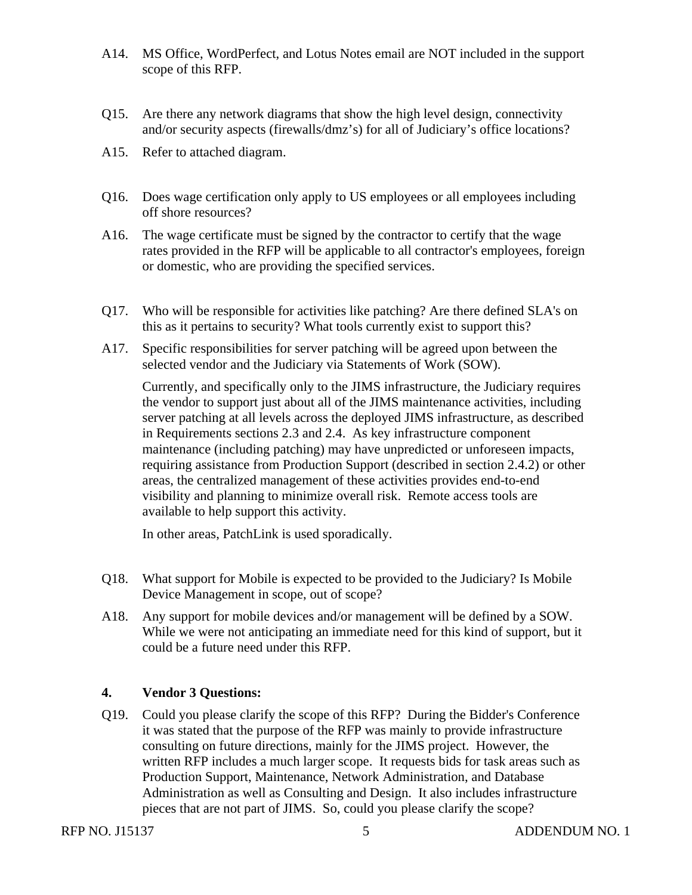A14. MS Office, WordPerfect, and Lotus Notes email are NOT included in the support scope of this RFP.

Q15. Are there any network diagrams that show the high level design, connectivity and/or security aspects (firewalls/dmz's) for all of Judiciary's office locations?

A15. Refer to attached diagram.

Q16. Does wage certification only apply to US employees or all employees including off shore resources?

A16. The wage certificate must be signed by the contractor to certify that the wage rates provided in the RFP will be applicable to all contractor's employees, foreign or domestic, who are providing the specified services.

Q17. Who will be responsible for activities like patching? Are there defined SLA's on this as it pertains to security? What tools currently exist to support this?

A17. Specific responsibilities for server patching will be agreed upon between the selected vendor and the Judiciary via Statements of Work (SOW).

Currently, and specifically only to the JIMS infrastructure, the Judiciary requires the vendor to support just about all of the JIMS maintenance activities, including server patching at all levels across the deployed JIMS infrastructure, as described in Requirements sections 2.3 and 2.4. As key infrastructure component maintenance (including patching) may have unpredicted or unforeseen impacts, requiring assistance from Production Support (described in section 2.4.2) or other areas, the centralized management of these activities provides end-to-end visibility and planning to minimize overall risk. Remote access tools are available to help support this activity.

In other areas, PatchLink is used sporadically.

Q18. What support for Mobile is expected to be provided to the Judiciary? Is Mobile Device Management in scope, out of scope?

A18. Any support for mobile devices and/or management will be defined by a SOW. While we were not anticipating an immediate need for this kind of support, but it could be a future need under this RFP.

## 4. Vendor 3 Questions:

Q19. Could you please clarify the scope of this RFP? During the Bidder's Conference it was stated that the purpose of the RFP was mainly to provide infrastructure consulting on future directions, mainly for the JIMS project. However, the written RFP includes a much larger scope. It requests bids for task areas such as Production Support, Maintenance, Network Administration, and Database Administration as well as Consulting and Design. It also includes infrastructure pieces that are not part of JIMS. So, could you please clarify the scope?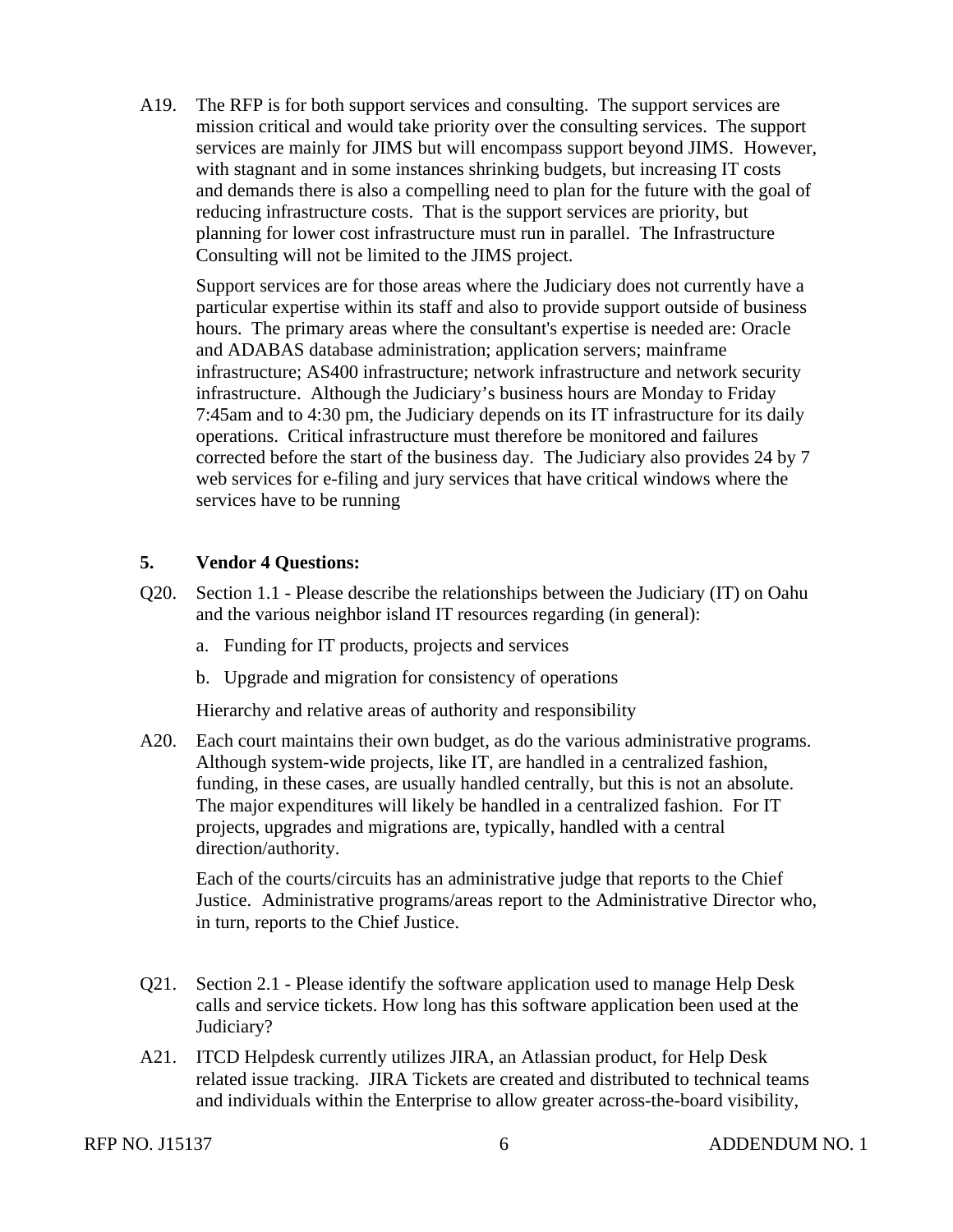A19. The RFP is for both support services and consulting. The support services are mission critical and would take priority over the consulting services. The support services are mainly for JIMS but will encompass support beyond JIMS. However, with stagnant and in some instances shrinking budgets, but increasing IT costs and demands there is also a compelling need to plan for the future with the goal of reducing infrastructure costs. That is the support services are priority, but planning for lower cost infrastructure must run in parallel. The Infrastructure Consulting will not be limited to the JIMS project.

Support services are for those areas where the Judiciary does not currently have a particular expertise within its staff and also to provide support outside of business hours. The primary areas where the consultant's expertise is needed are: Oracle and ADABAS database administration; application servers; mainframe infrastructure; AS400 infrastructure; network infrastructure and network security infrastructure. Although the Judiciary's business hours are Monday to Friday 7:45am and to 4:30 pm, the Judiciary depends on its IT infrastructure for its daily operations. Critical infrastructure must therefore be monitored and failures corrected before the start of the business day. The Judiciary also provides 24 by 7 web services for e-filing and jury services that have critical windows where the services have to be running

## 5. Vendor 4 Questions:

Q20. Section 1.1 - Please describe the relationships between the Judiciary (IT) on Oahu and the various neighbor island IT resources regarding (in general):

a. Funding for IT products, projects and services

b. Upgrade and migration for consistency of operations

Hierarchy and relative areas of authority and responsibility

A20. Each court maintains their own budget, as do the various administrative programs. Although system-wide projects, like IT, are handled in a centralized fashion, funding, in these cases, are usually handled centrally, but this is not an absolute. The major expenditures will likely be handled in a centralized fashion. For IT projects, upgrades and migrations are, typically, handled with a central direction/authority.

Each of the courts/circuits has an administrative judge that reports to the Chief Justice. Administrative programs/areas report to the Administrative Director who, in turn, reports to the Chief Justice.

Q21. Section 2.1 - Please identify the software application used to manage Help Desk calls and service tickets. How long has this software application been used at the Judiciary?

A21. ITCD Helpdesk currently utilizes JIRA, an Atlassian product, for Help Desk related issue tracking. JIRA Tickets are created and distributed to technical teams and individuals within the Enterprise to allow greater across-the-board visibility,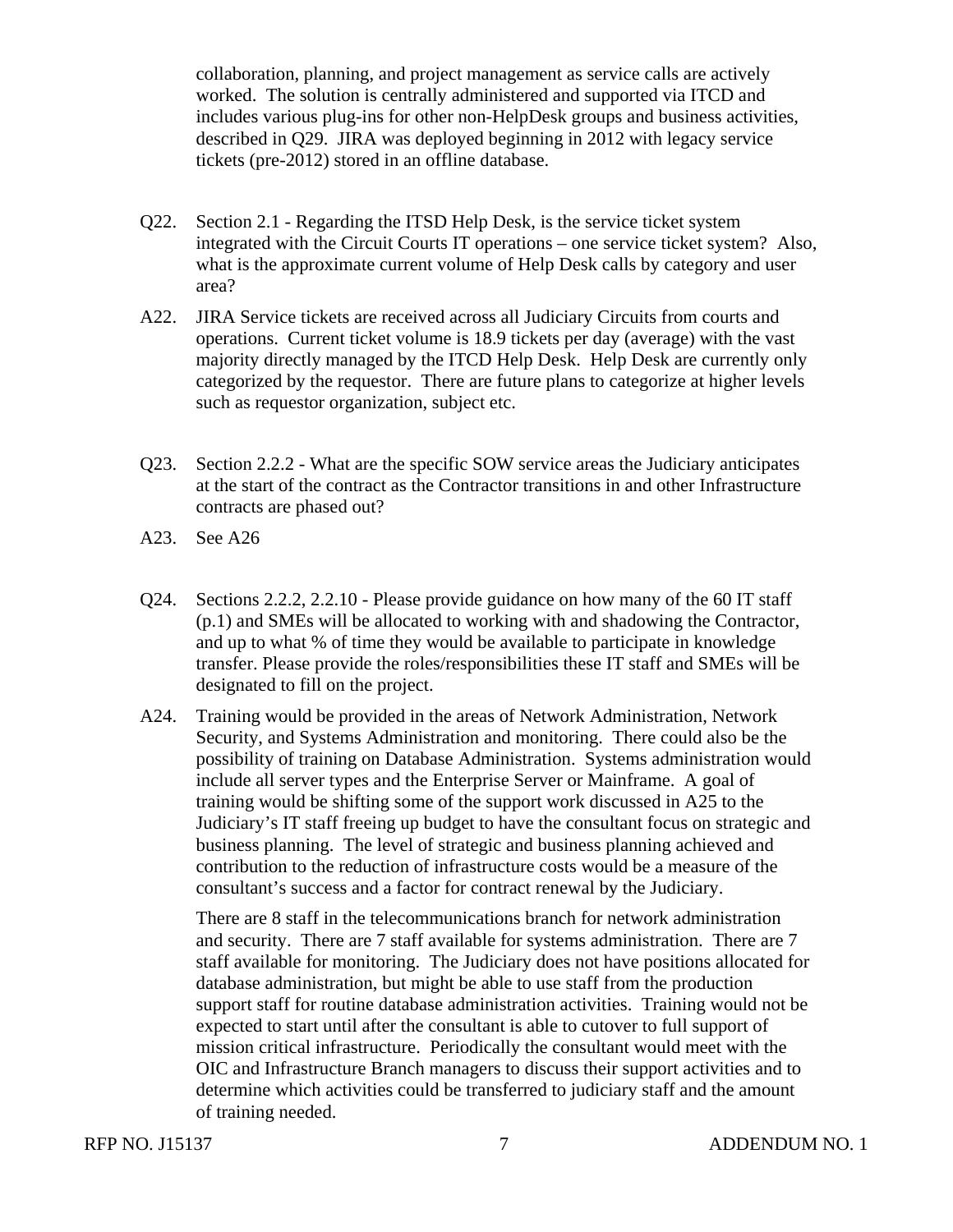collaboration, planning, and project management as service calls are actively worked. The solution is centrally administered and supported via ITCD and includes various plug-ins for other non-HelpDesk groups and business activities, described in Q29. JIRA was deployed beginning in 2012 with legacy service tickets (pre-2012) stored in an offline database.

Q22. Section 2.1 - Regarding the ITSD Help Desk, is the service ticket system integrated with the Circuit Courts IT operations – one service ticket system? Also, what is the approximate current volume of Help Desk calls by category and user area?

A22. JIRA Service tickets are received across all Judiciary Circuits from courts and operations. Current ticket volume is 18.9 tickets per day (average) with the vast majority directly managed by the ITCD Help Desk. Help Desk are currently only categorized by the requestor. There are future plans to categorize at higher levels such as requestor organization, subject etc.

Q23. Section 2.2.2 - What are the specific SOW service areas the Judiciary anticipates at the start of the contract as the Contractor transitions in and other Infrastructure contracts are phased out?

A23. See A26

Q24. Sections 2.2.2, 2.2.10 - Please provide guidance on how many of the 60 IT staff (p.1) and SMEs will be allocated to working with and shadowing the Contractor, and up to what % of time they would be available to participate in knowledge transfer. Please provide the roles/responsibilities these IT staff and SMEs will be designated to fill on the project.

A24. Training would be provided in the areas of Network Administration, Network Security, and Systems Administration and monitoring. There could also be the possibility of training on Database Administration. Systems administration would include all server types and the Enterprise Server or Mainframe. A goal of training would be shifting some of the support work discussed in A25 to the Judiciary's IT staff freeing up budget to have the consultant focus on strategic and business planning. The level of strategic and business planning achieved and contribution to the reduction of infrastructure costs would be a measure of the consultant's success and a factor for contract renewal by the Judiciary.

There are 8 staff in the telecommunications branch for network administration and security. There are 7 staff available for systems administration. There are 7 staff available for monitoring. The Judiciary does not have positions allocated for database administration, but might be able to use staff from the production support staff for routine database administration activities. Training would not be expected to start until after the consultant is able to cutover to full support of mission critical infrastructure. Periodically the consultant would meet with the OIC and Infrastructure Branch managers to discuss their support activities and to determine which activities could be transferred to judiciary staff and the amount of training needed.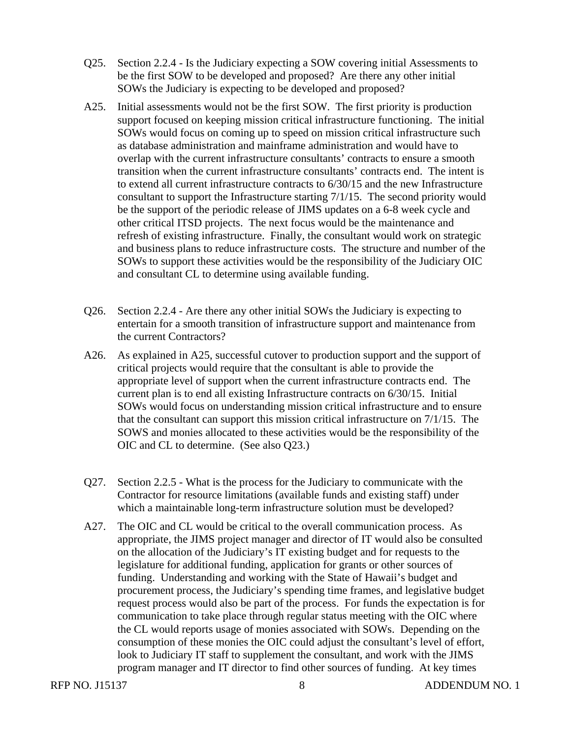Q25. Section 2.2.4 - Is the Judiciary expecting a SOW covering initial Assessments to be the first SOW to be developed and proposed? Are there any other initial SOWs the Judiciary is expecting to be developed and proposed?

A25. Initial assessments would not be the first SOW. The first priority is production support focused on keeping mission critical infrastructure functioning. The initial SOWs would focus on coming up to speed on mission critical infrastructure such as database administration and mainframe administration and would have to overlap with the current infrastructure consultants' contracts to ensure a smooth transition when the current infrastructure consultants' contracts end. The intent is to extend all current infrastructure contracts to 6/30/15 and the new Infrastructure consultant to support the Infrastructure starting 7/1/15. The second priority would be the support of the periodic release of JIMS updates on a 6-8 week cycle and other critical ITSD projects. The next focus would be the maintenance and refresh of existing infrastructure. Finally, the consultant would work on strategic and business plans to reduce infrastructure costs. The structure and number of the SOWs to support these activities would be the responsibility of the Judiciary OIC and consultant CL to determine using available funding.

Q26. Section 2.2.4 - Are there any other initial SOWs the Judiciary is expecting to entertain for a smooth transition of infrastructure support and maintenance from the current Contractors?

A26. As explained in A25, successful cutover to production support and the support of critical projects would require that the consultant is able to provide the appropriate level of support when the current infrastructure contracts end. The current plan is to end all existing Infrastructure contracts on 6/30/15. Initial SOWs would focus on understanding mission critical infrastructure and to ensure that the consultant can support this mission critical infrastructure on 7/1/15. The SOWS and monies allocated to these activities would be the responsibility of the OIC and CL to determine. (See also Q23.)

Q27. Section 2.2.5 - What is the process for the Judiciary to communicate with the Contractor for resource limitations (available funds and existing staff) under which a maintainable long-term infrastructure solution must be developed?

A27. The OIC and CL would be critical to the overall communication process. As appropriate, the JIMS project manager and director of IT would also be consulted on the allocation of the Judiciary's IT existing budget and for requests to the legislature for additional funding, application for grants or other sources of funding. Understanding and working with the State of Hawaii's budget and procurement process, the Judiciary's spending time frames, and legislative budget request process would also be part of the process. For funds the expectation is for communication to take place through regular status meeting with the OIC where the CL would reports usage of monies associated with SOWs. Depending on the consumption of these monies the OIC could adjust the consultant's level of effort, look to Judiciary IT staff to supplement the consultant, and work with the JIMS program manager and IT director to find other sources of funding. At key times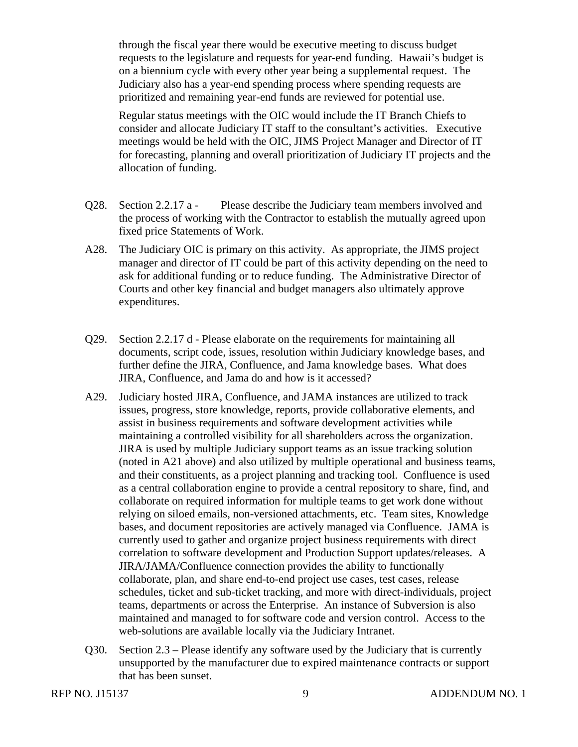through the fiscal year there would be executive meeting to discuss budget requests to the legislature and requests for year-end funding. Hawaii's budget is on a biennium cycle with every other year being a supplemental request. The Judiciary also has a year-end spending process where spending requests are prioritized and remaining year-end funds are reviewed for potential use.

Regular status meetings with the OIC would include the IT Branch Chiefs to consider and allocate Judiciary IT staff to the consultant's activities. Executive meetings would be held with the OIC, JIMS Project Manager and Director of IT for forecasting, planning and overall prioritization of Judiciary IT projects and the allocation of funding.

Q28. Section 2.2.17 a - Please describe the Judiciary team members involved and the process of working with the Contractor to establish the mutually agreed upon fixed price Statements of Work.

A28. The Judiciary OIC is primary on this activity. As appropriate, the JIMS project manager and director of IT could be part of this activity depending on the need to ask for additional funding or to reduce funding. The Administrative Director of Courts and other key financial and budget managers also ultimately approve expenditures.

Q29. Section 2.2.17 d - Please elaborate on the requirements for maintaining all documents, script code, issues, resolution within Judiciary knowledge bases, and further define the JIRA, Confluence, and Jama knowledge bases. What does JIRA, Confluence, and Jama do and how is it accessed?

A29. Judiciary hosted JIRA, Confluence, and JAMA instances are utilized to track issues, progress, store knowledge, reports, provide collaborative elements, and assist in business requirements and software development activities while maintaining a controlled visibility for all shareholders across the organization. JIRA is used by multiple Judiciary support teams as an issue tracking solution (noted in A21 above) and also utilized by multiple operational and business teams, and their constituents, as a project planning and tracking tool. Confluence is used as a central collaboration engine to provide a central repository to share, find, and collaborate on required information for multiple teams to get work done without relying on siloed emails, non-versioned attachments, etc. Team sites, Knowledge bases, and document repositories are actively managed via Confluence. JAMA is currently used to gather and organize project business requirements with direct correlation to software development and Production Support updates/releases. A JIRA/JAMA/Confluence connection provides the ability to functionally collaborate, plan, and share end-to-end project use cases, test cases, release schedules, ticket and sub-ticket tracking, and more with direct-individuals, project teams, departments or across the Enterprise. An instance of Subversion is also maintained and managed to for software code and version control. Access to the web-solutions are available locally via the Judiciary Intranet.

Q30. Section 2.3 – Please identify any software used by the Judiciary that is currently unsupported by the manufacturer due to expired maintenance contracts or support that has been sunset.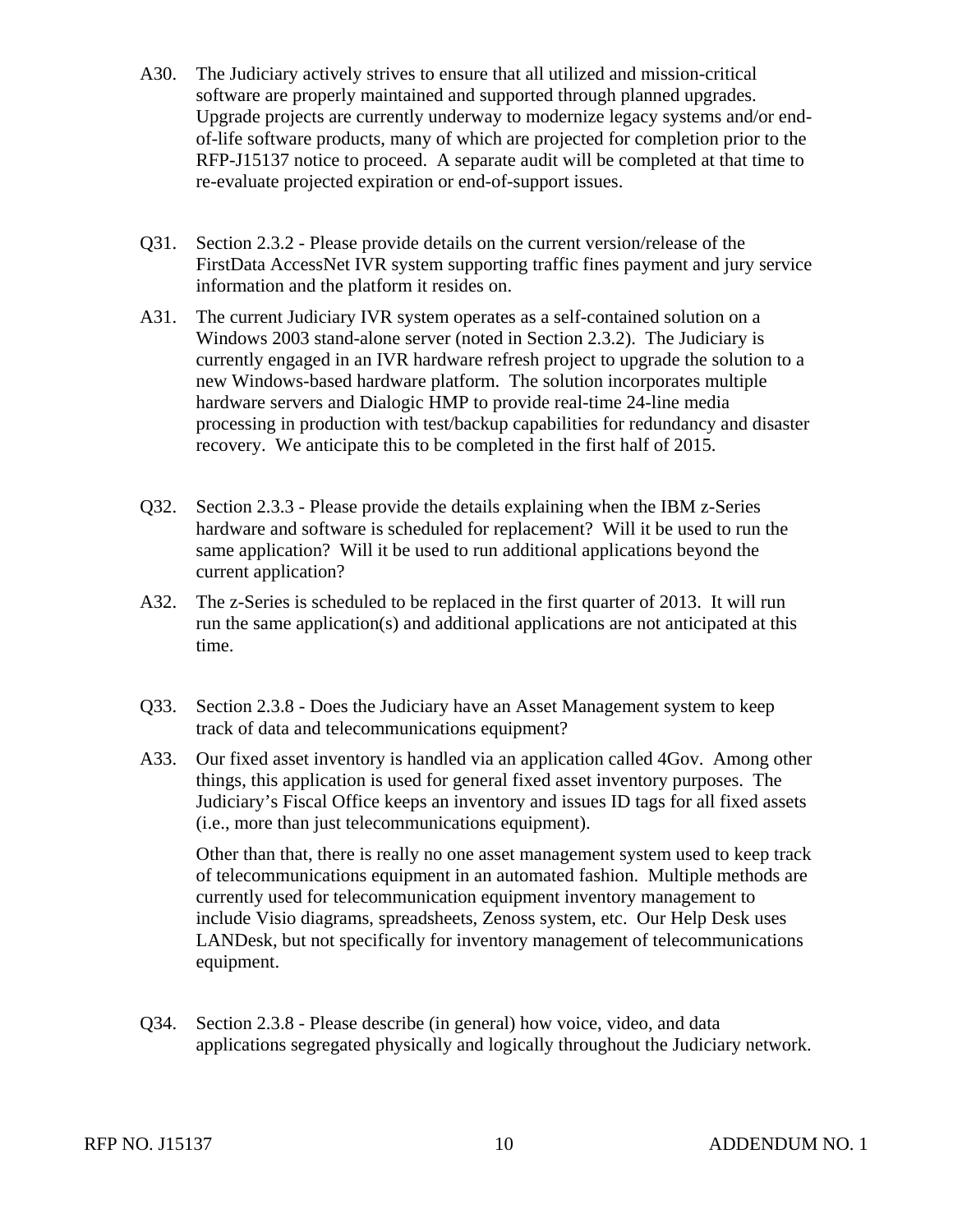A30. The Judiciary actively strives to ensure that all utilized and mission-critical software are properly maintained and supported through planned upgrades. Upgrade projects are currently underway to modernize legacy systems and/or end-of-life software products, many of which are projected for completion prior to the RFP-J15137 notice to proceed. A separate audit will be completed at that time to re-evaluate projected expiration or end-of-support issues.

Q31. Section 2.3.2 - Please provide details on the current version/release of the FirstData AccessNet IVR system supporting traffic fines payment and jury service information and the platform it resides on.

A31. The current Judiciary IVR system operates as a self-contained solution on a Windows 2003 stand-alone server (noted in Section 2.3.2). The Judiciary is currently engaged in an IVR hardware refresh project to upgrade the solution to a new Windows-based hardware platform. The solution incorporates multiple hardware servers and Dialogic HMP to provide real-time 24-line media processing in production with test/backup capabilities for redundancy and disaster recovery. We anticipate this to be completed in the first half of 2015.

Q32. Section 2.3.3 - Please provide the details explaining when the IBM z-Series hardware and software is scheduled for replacement? Will it be used to run the same application? Will it be used to run additional applications beyond the current application?

A32. The z-Series is scheduled to be replaced in the first quarter of 2013. It will run run the same application(s) and additional applications are not anticipated at this time.

Q33. Section 2.3.8 - Does the Judiciary have an Asset Management system to keep track of data and telecommunications equipment?

A33. Our fixed asset inventory is handled via an application called 4Gov. Among other things, this application is used for general fixed asset inventory purposes. The Judiciary's Fiscal Office keeps an inventory and issues ID tags for all fixed assets (i.e., more than just telecommunications equipment).

Other than that, there is really no one asset management system used to keep track of telecommunications equipment in an automated fashion. Multiple methods are currently used for telecommunication equipment inventory management to include Visio diagrams, spreadsheets, Zenoss system, etc. Our Help Desk uses LANDesk, but not specifically for inventory management of telecommunications equipment.

Q34. Section 2.3.8 - Please describe (in general) how voice, video, and data applications segregated physically and logically throughout the Judiciary network.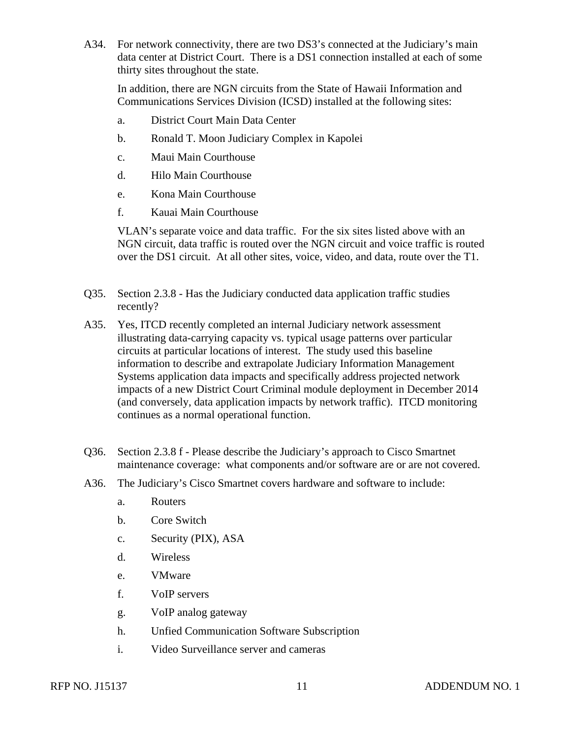A34. For network connectivity, there are two DS3's connected at the Judiciary's main data center at District Court. There is a DS1 connection installed at each of some thirty sites throughout the state.

In addition, there are NGN circuits from the State of Hawaii Information and Communications Services Division (ICSD) installed at the following sites:

a. District Court Main Data Center

b. Ronald T. Moon Judiciary Complex in Kapolei

c. Maui Main Courthouse

d. Hilo Main Courthouse

e. Kona Main Courthouse

f. Kauai Main Courthouse

VLAN's separate voice and data traffic. For the six sites listed above with an NGN circuit, data traffic is routed over the NGN circuit and voice traffic is routed over the DS1 circuit. At all other sites, voice, video, and data, route over the T1.

Q35. Section 2.3.8 - Has the Judiciary conducted data application traffic studies recently?

A35. Yes, ITCD recently completed an internal Judiciary network assessment illustrating data-carrying capacity vs. typical usage patterns over particular circuits at particular locations of interest. The study used this baseline information to describe and extrapolate Judiciary Information Management Systems application data impacts and specifically address projected network impacts of a new District Court Criminal module deployment in December 2014 (and conversely, data application impacts by network traffic). ITCD monitoring continues as a normal operational function.

Q36. Section 2.3.8 f - Please describe the Judiciary's approach to Cisco Smartnet maintenance coverage: what components and/or software are or are not covered.

A36. The Judiciary's Cisco Smartnet covers hardware and software to include:

a. Routers

b. Core Switch

c. Security (PIX), ASA

d. Wireless

e. VMware

f. VoIP servers

g. VoIP analog gateway

h. Unfied Communication Software Subscription

i. Video Surveillance server and cameras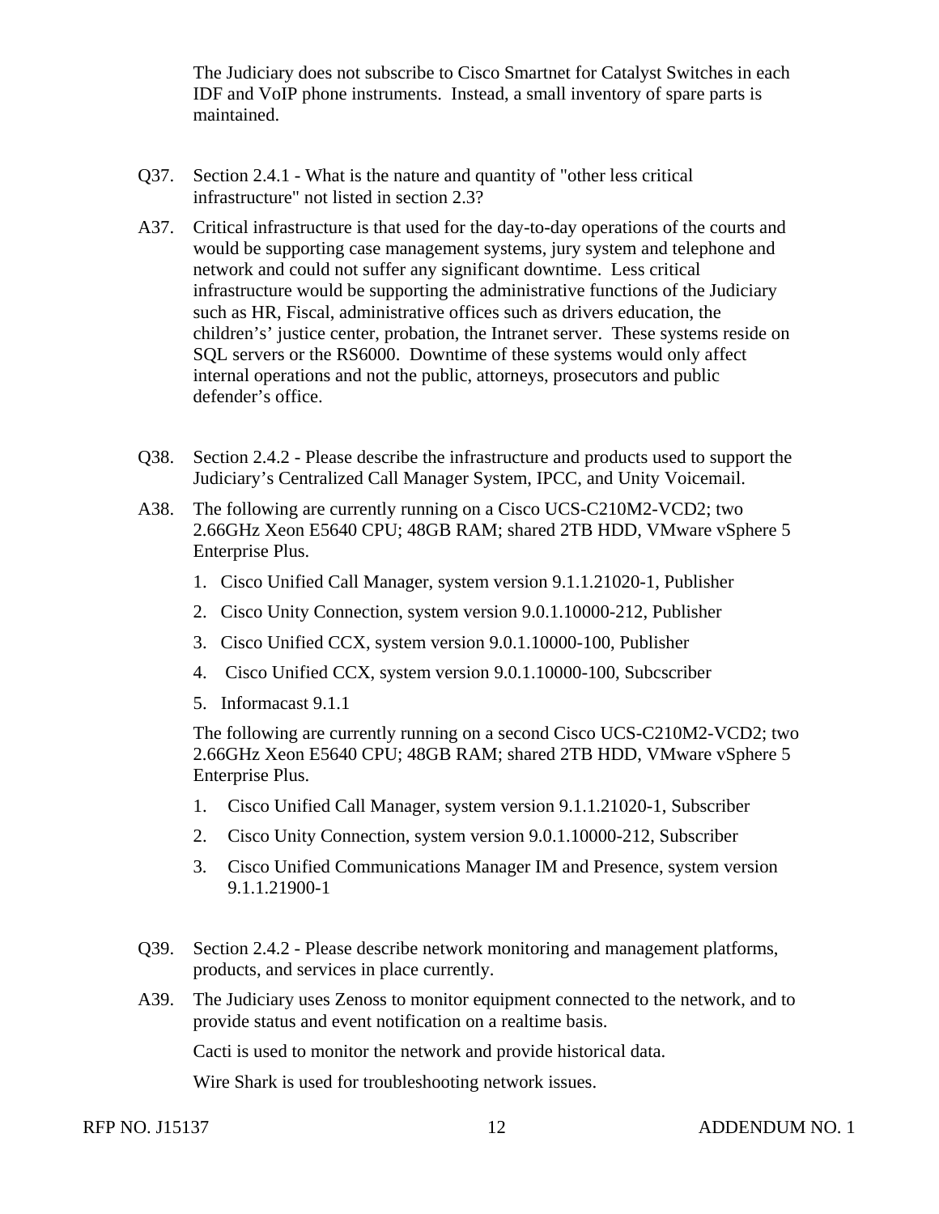The Judiciary does not subscribe to Cisco Smartnet for Catalyst Switches in each IDF and VoIP phone instruments. Instead, a small inventory of spare parts is maintained.

Q37. Section 2.4.1 - What is the nature and quantity of "other less critical infrastructure" not listed in section 2.3?

A37. Critical infrastructure is that used for the day-to-day operations of the courts and would be supporting case management systems, jury system and telephone and network and could not suffer any significant downtime. Less critical infrastructure would be supporting the administrative functions of the Judiciary such as HR, Fiscal, administrative offices such as drivers education, the children's' justice center, probation, the Intranet server. These systems reside on SQL servers or the RS6000. Downtime of these systems would only affect internal operations and not the public, attorneys, prosecutors and public defender's office.

Q38. Section 2.4.2 - Please describe the infrastructure and products used to support the Judiciary's Centralized Call Manager System, IPCC, and Unity Voicemail.

A38. The following are currently running on a Cisco UCS-C210M2-VCD2; two 2.66GHz Xeon E5640 CPU; 48GB RAM; shared 2TB HDD, VMware vSphere 5 Enterprise Plus.

1. Cisco Unified Call Manager, system version 9.1.1.21020-1, Publisher
2. Cisco Unity Connection, system version 9.0.1.10000-212, Publisher
3. Cisco Unified CCX, system version 9.0.1.10000-100, Publisher
4. Cisco Unified CCX, system version 9.0.1.10000-100, Subcscriber
5. Informacast 9.1.1

The following are currently running on a second Cisco UCS-C210M2-VCD2; two 2.66GHz Xeon E5640 CPU; 48GB RAM; shared 2TB HDD, VMware vSphere 5 Enterprise Plus.

1. Cisco Unified Call Manager, system version 9.1.1.21020-1, Subscriber
2. Cisco Unity Connection, system version 9.0.1.10000-212, Subscriber
3. Cisco Unified Communications Manager IM and Presence, system version 9.1.1.21900-1

Q39. Section 2.4.2 - Please describe network monitoring and management platforms, products, and services in place currently.

A39. The Judiciary uses Zenoss to monitor equipment connected to the network, and to provide status and event notification on a realtime basis.

Cacti is used to monitor the network and provide historical data.

Wire Shark is used for troubleshooting network issues.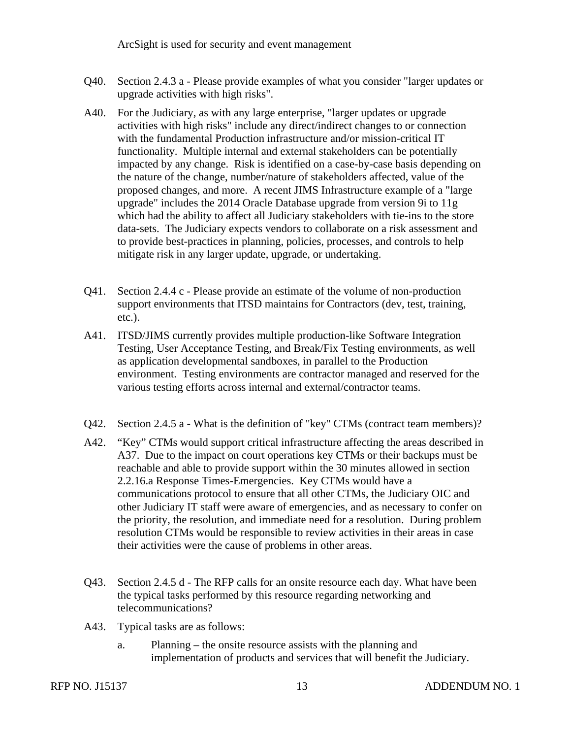ArcSight is used for security and event management

Q40. Section 2.4.3 a - Please provide examples of what you consider "larger updates or upgrade activities with high risks".

A40. For the Judiciary, as with any large enterprise, "larger updates or upgrade activities with high risks" include any direct/indirect changes to or connection with the fundamental Production infrastructure and/or mission-critical IT functionality. Multiple internal and external stakeholders can be potentially impacted by any change. Risk is identified on a case-by-case basis depending on the nature of the change, number/nature of stakeholders affected, value of the proposed changes, and more. A recent JIMS Infrastructure example of a "large upgrade" includes the 2014 Oracle Database upgrade from version 9i to 11g which had the ability to affect all Judiciary stakeholders with tie-ins to the store data-sets. The Judiciary expects vendors to collaborate on a risk assessment and to provide best-practices in planning, policies, processes, and controls to help mitigate risk in any larger update, upgrade, or undertaking.

Q41. Section 2.4.4 c - Please provide an estimate of the volume of non-production support environments that ITSD maintains for Contractors (dev, test, training, etc.).

A41. ITSD/JIMS currently provides multiple production-like Software Integration Testing, User Acceptance Testing, and Break/Fix Testing environments, as well as application developmental sandboxes, in parallel to the Production environment. Testing environments are contractor managed and reserved for the various testing efforts across internal and external/contractor teams.

Q42. Section 2.4.5 a - What is the definition of "key" CTMs (contract team members)?

A42. “Key” CTMs would support critical infrastructure affecting the areas described in A37. Due to the impact on court operations key CTMs or their backups must be reachable and able to provide support within the 30 minutes allowed in section 2.2.16.a Response Times-Emergencies. Key CTMs would have a communications protocol to ensure that all other CTMs, the Judiciary OIC and other Judiciary IT staff were aware of emergencies, and as necessary to confer on the priority, the resolution, and immediate need for a resolution. During problem resolution CTMs would be responsible to review activities in their areas in case their activities were the cause of problems in other areas.

Q43. Section 2.4.5 d - The RFP calls for an onsite resource each day. What have been the typical tasks performed by this resource regarding networking and telecommunications?

A43. Typical tasks are as follows:

a. Planning – the onsite resource assists with the planning and implementation of products and services that will benefit the Judiciary.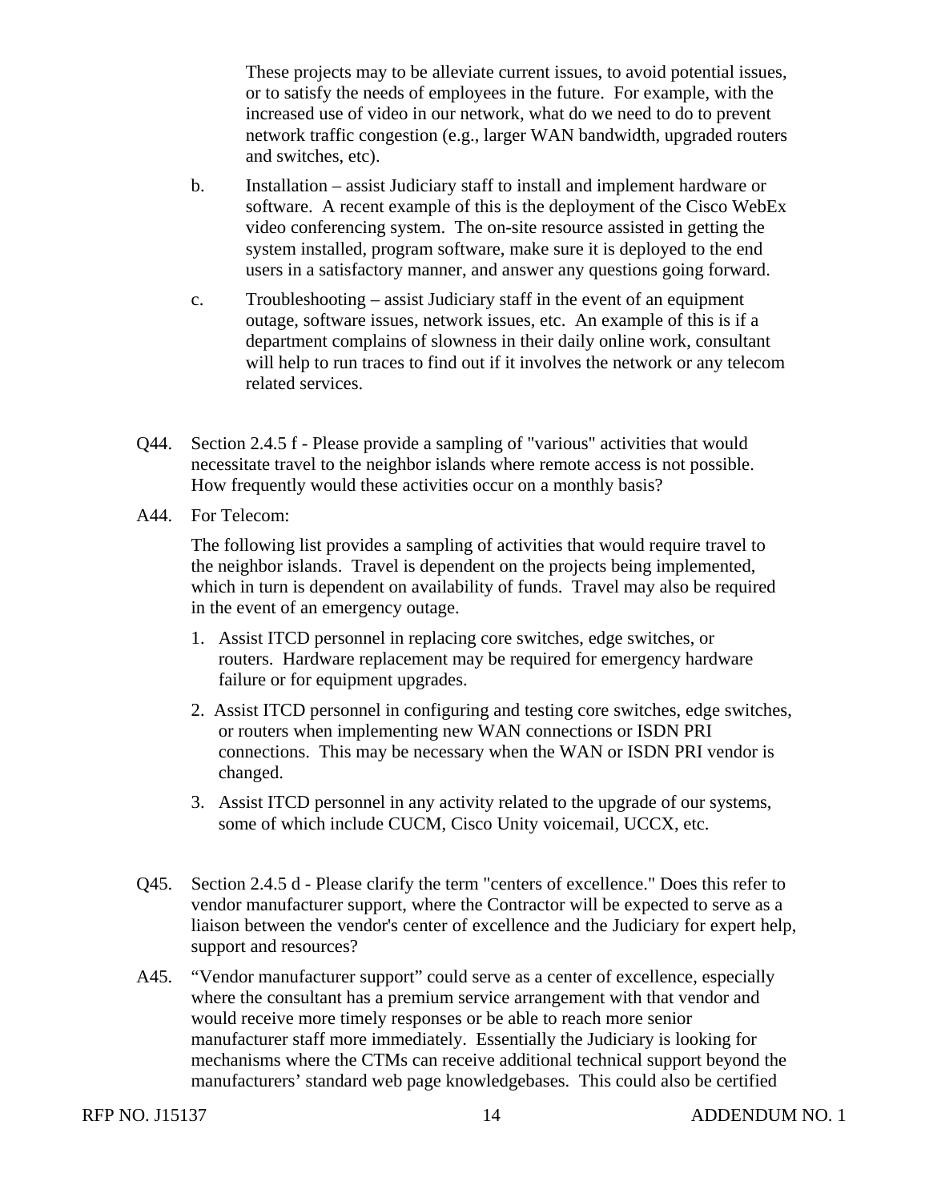These projects may to be alleviate current issues, to avoid potential issues, or to satisfy the needs of employees in the future. For example, with the increased use of video in our network, what do we need to do to prevent network traffic congestion (e.g., larger WAN bandwidth, upgraded routers and switches, etc).

b. Installation – assist Judiciary staff to install and implement hardware or software. A recent example of this is the deployment of the Cisco WebEx video conferencing system. The on-site resource assisted in getting the system installed, program software, make sure it is deployed to the end users in a satisfactory manner, and answer any questions going forward.

c. Troubleshooting – assist Judiciary staff in the event of an equipment outage, software issues, network issues, etc. An example of this is if a department complains of slowness in their daily online work, consultant will help to run traces to find out if it involves the network or any telecom related services.

Q44. Section 2.4.5 f - Please provide a sampling of "various" activities that would necessitate travel to the neighbor islands where remote access is not possible. How frequently would these activities occur on a monthly basis?

A44. For Telecom:

The following list provides a sampling of activities that would require travel to the neighbor islands. Travel is dependent on the projects being implemented, which in turn is dependent on availability of funds. Travel may also be required in the event of an emergency outage.

1. Assist ITCD personnel in replacing core switches, edge switches, or routers. Hardware replacement may be required for emergency hardware failure or for equipment upgrades.
2. Assist ITCD personnel in configuring and testing core switches, edge switches, or routers when implementing new WAN connections or ISDN PRI connections. This may be necessary when the WAN or ISDN PRI vendor is changed.
3. Assist ITCD personnel in any activity related to the upgrade of our systems, some of which include CUCM, Cisco Unity voicemail, UCCX, etc.

Q45. Section 2.4.5 d - Please clarify the term "centers of excellence." Does this refer to vendor manufacturer support, where the Contractor will be expected to serve as a liaison between the vendor's center of excellence and the Judiciary for expert help, support and resources?

A45. "Vendor manufacturer support" could serve as a center of excellence, especially where the consultant has a premium service arrangement with that vendor and would receive more timely responses or be able to reach more senior manufacturer staff more immediately. Essentially the Judiciary is looking for mechanisms where the CTMs can receive additional technical support beyond the manufacturers' standard web page knowledgebases. This could also be certified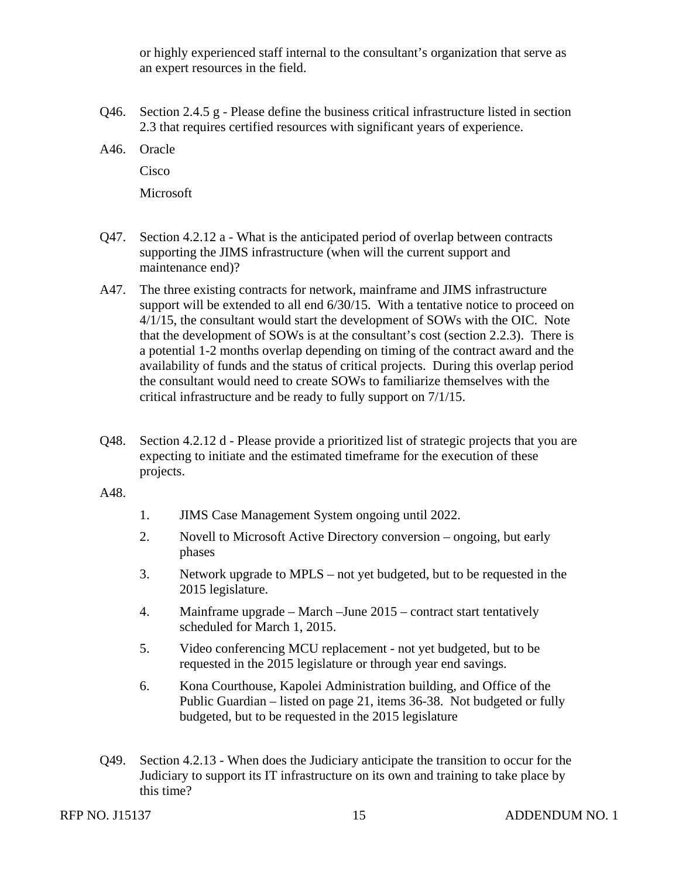or highly experienced staff internal to the consultant's organization that serve as an expert resources in the field.

Q46. Section 2.4.5 g - Please define the business critical infrastructure listed in section 2.3 that requires certified resources with significant years of experience.

A46. Oracle

Cisco

Microsoft

Q47. Section 4.2.12 a - What is the anticipated period of overlap between contracts supporting the JIMS infrastructure (when will the current support and maintenance end)?

A47. The three existing contracts for network, mainframe and JIMS infrastructure support will be extended to all end 6/30/15. With a tentative notice to proceed on 4/1/15, the consultant would start the development of SOWs with the OIC. Note that the development of SOWs is at the consultant's cost (section 2.2.3). There is a potential 1-2 months overlap depending on timing of the contract award and the availability of funds and the status of critical projects. During this overlap period the consultant would need to create SOWs to familiarize themselves with the critical infrastructure and be ready to fully support on 7/1/15.

Q48. Section 4.2.12 d - Please provide a prioritized list of strategic projects that you are expecting to initiate and the estimated timeframe for the execution of these projects.

A48.

1. JIMS Case Management System ongoing until 2022.
2. Novell to Microsoft Active Directory conversion – ongoing, but early phases
3. Network upgrade to MPLS – not yet budgeted, but to be requested in the 2015 legislature.
4. Mainframe upgrade – March –June 2015 – contract start tentatively scheduled for March 1, 2015.
5. Video conferencing MCU replacement - not yet budgeted, but to be requested in the 2015 legislature or through year end savings.
6. Kona Courthouse, Kapolei Administration building, and Office of the Public Guardian – listed on page 21, items 36-38. Not budgeted or fully budgeted, but to be requested in the 2015 legislature

Q49. Section 4.2.13 - When does the Judiciary anticipate the transition to occur for the Judiciary to support its IT infrastructure on its own and training to take place by this time?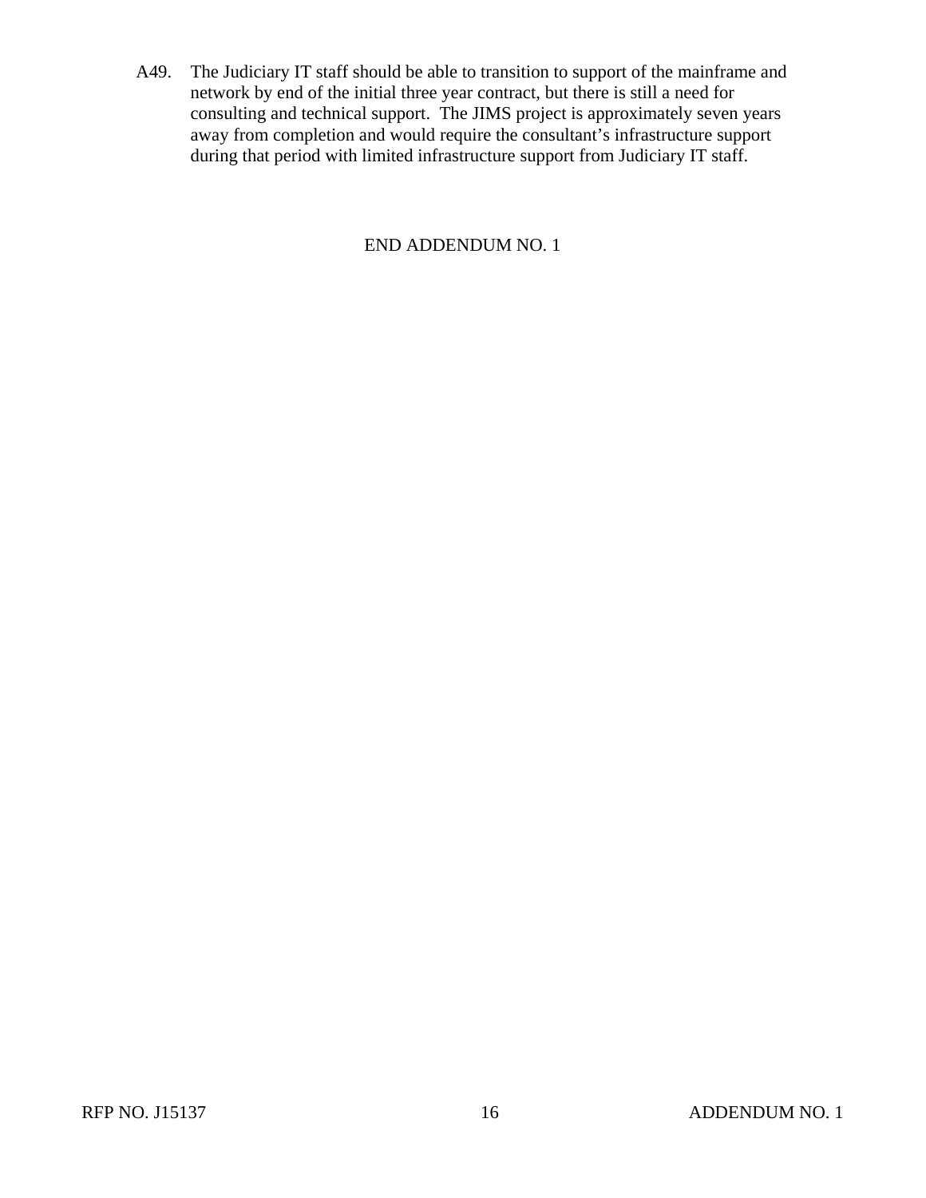A49. The Judiciary IT staff should be able to transition to support of the mainframe and network by end of the initial three year contract, but there is still a need for consulting and technical support. The JIMS project is approximately seven years away from completion and would require the consultant's infrastructure support during that period with limited infrastructure support from Judiciary IT staff.

END ADDENDUM NO. 1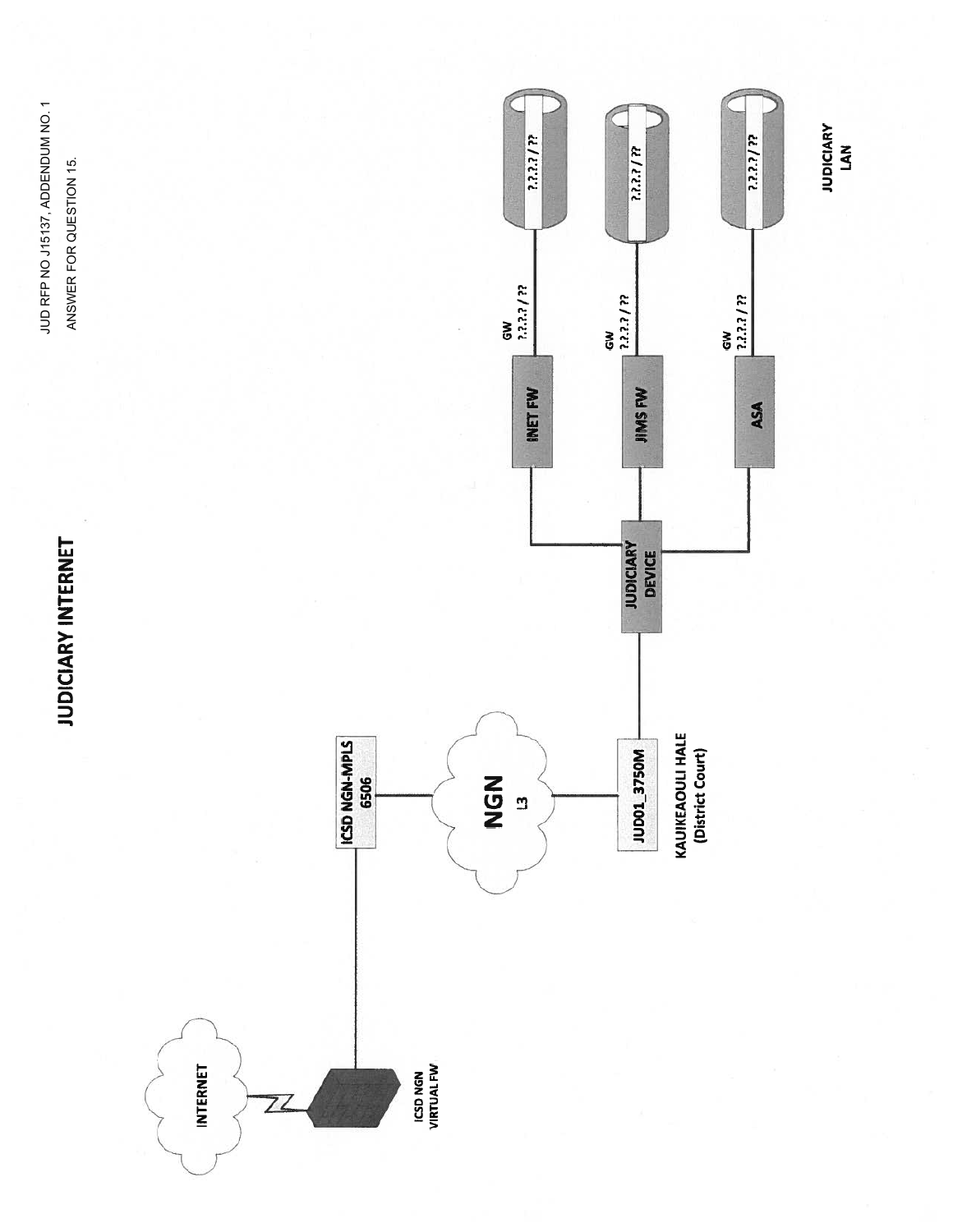JUD RFP NO J15137, ADDENDUM NO. 1

ANSWER FOR QUESTION 15.

# JUDICIARY INTERNET

INTERNET

ICSD NGN VIRTUAL FW

ICSD NGN-MPLS 6506

NGN

L3

JUD01_3750M

KAUIKEAOULI HALE (District Court)

JUDICIARY DEVICE

INET FW

GW ?.?.?.? / ??

?.?.?.? / ??

JIMS FW

GW ?.?.?.? / ??

?.?.?.? / ??

ASA

GW ?.?.?.? / ??

?.?.?.? / ??

JUDICIARY LAN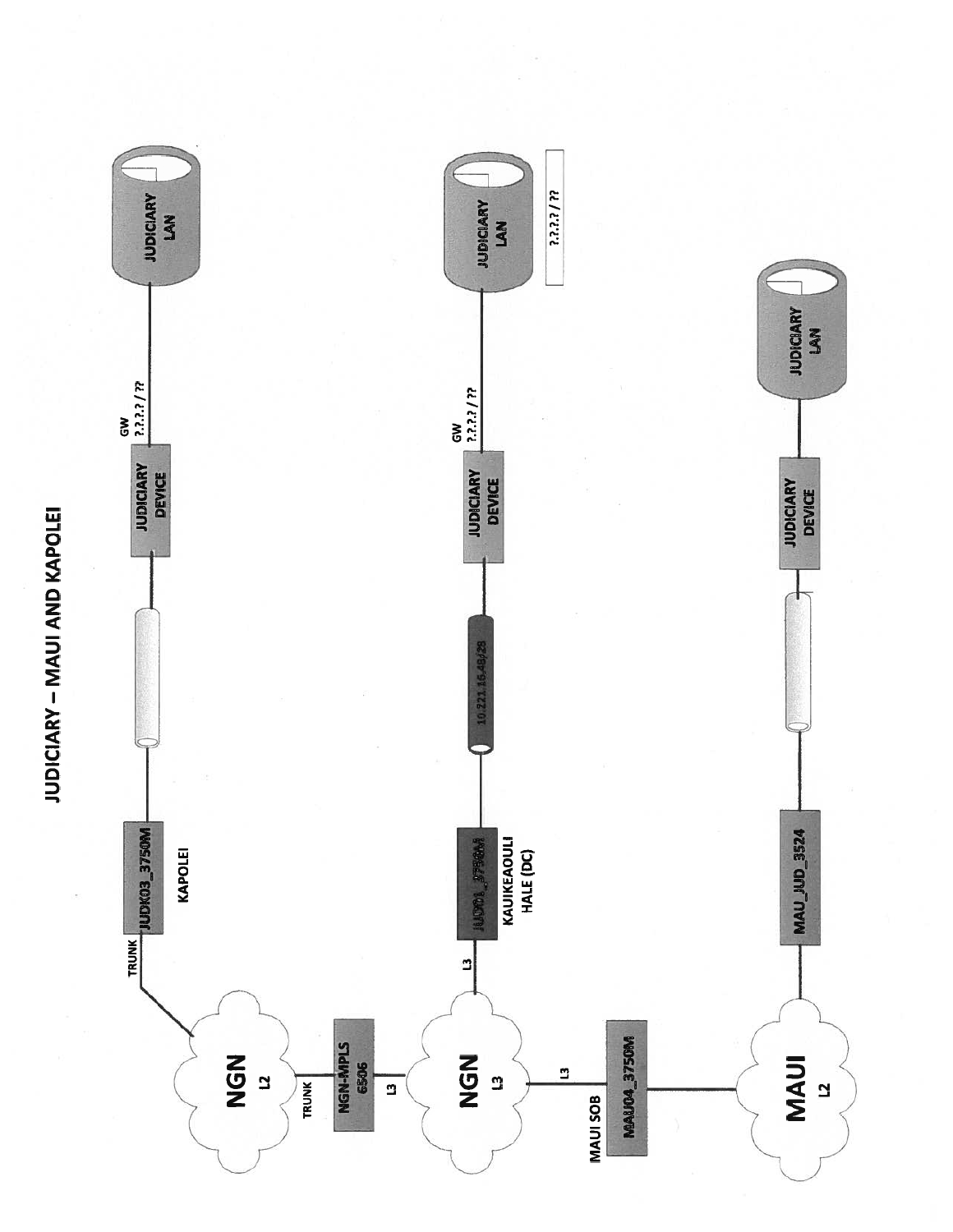# JUDICIARY – MAUI AND KAPOLEI

NGN
L2

TRUNK

JUDK03_3750M
KAPOLEI

JUDICIARY DEVICE

GW
?.?.?.? / ??

JUDICIARY LAN

TRUNK

NGN-MPLS
6506

L3

NGN
L3

L3

JUDK01_3750M
KAUIKEAOULI HALE (DC)

10.221.16.48/28

JUDICIARY DEVICE

GW
?.?.?.? / ??

JUDICIARY LAN

?.?.?.? / ??

L3

MAUI SOB

MAU04_3750M

MAUI
L2

MAU_JUD_3524

JUDICIARY DEVICE

JUDICIARY LAN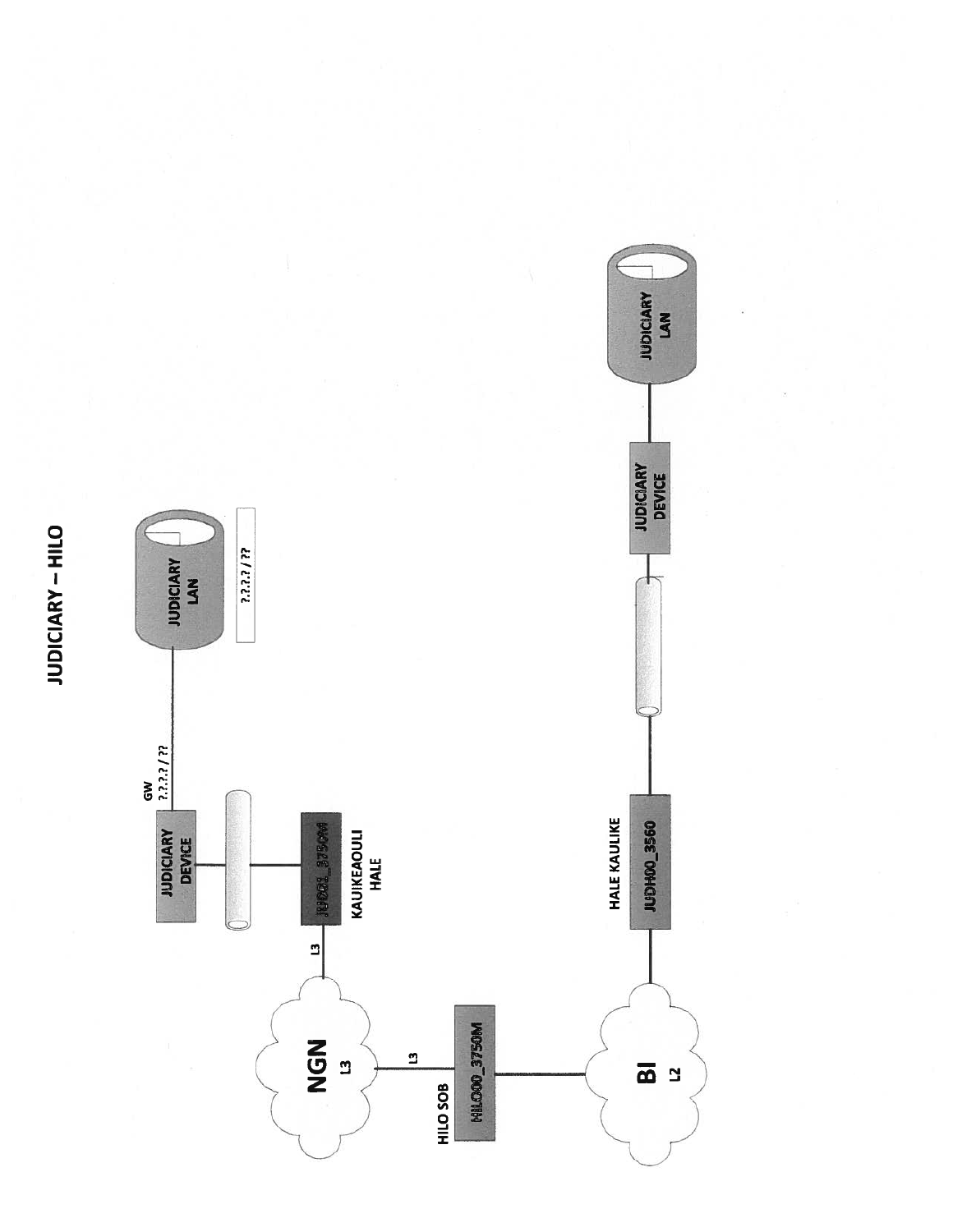JUDICIARY – HILO

NGN
L3

L3

JUDO1_3750M
KAUIKEAOULI HALE

JUDICIARY DEVICE

GW
?.?.?.? / ??

JUDICIARY LAN

?.?.?.? / ??

L3

HILO SOB
HILO00_3750M

BI
L2

HALE KAULIKE
JUDH00_3560

JUDICIARY DEVICE

JUDICIARY LAN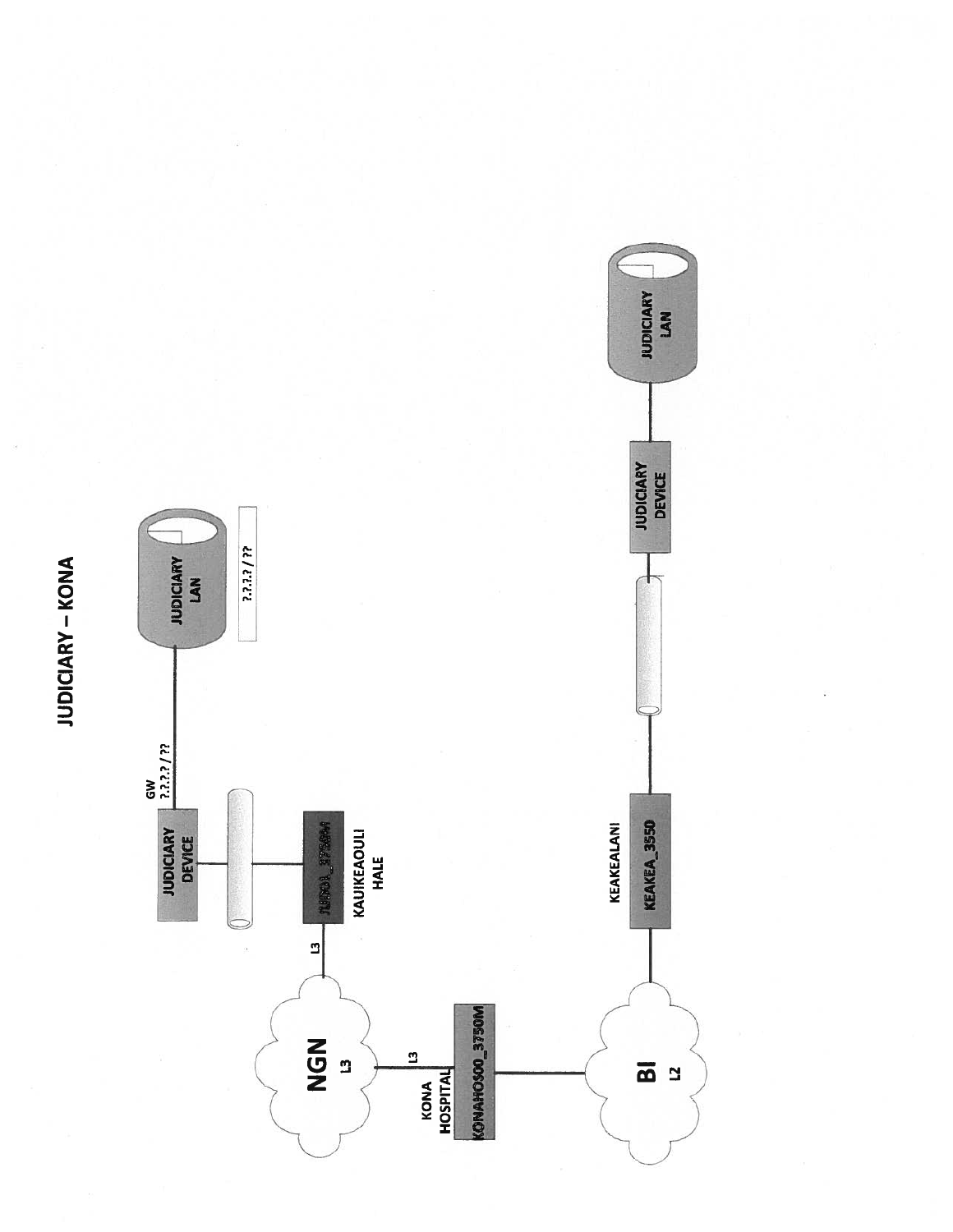# JUDICIARY – KONA

NGN

L3

L3

L3

KONA HOSPITAL

KONAHOS00_3750M

BI

L2

KAUIKEAOULI HALE

JUD01_3750M

JUDICIARY DEVICE

GW

?.?.?.? / ??

JUDICIARY LAN

?.?.?.? / ??

KEAKEALANI

KEAKEA_3550

JUDICIARY DEVICE

JUDICIARY LAN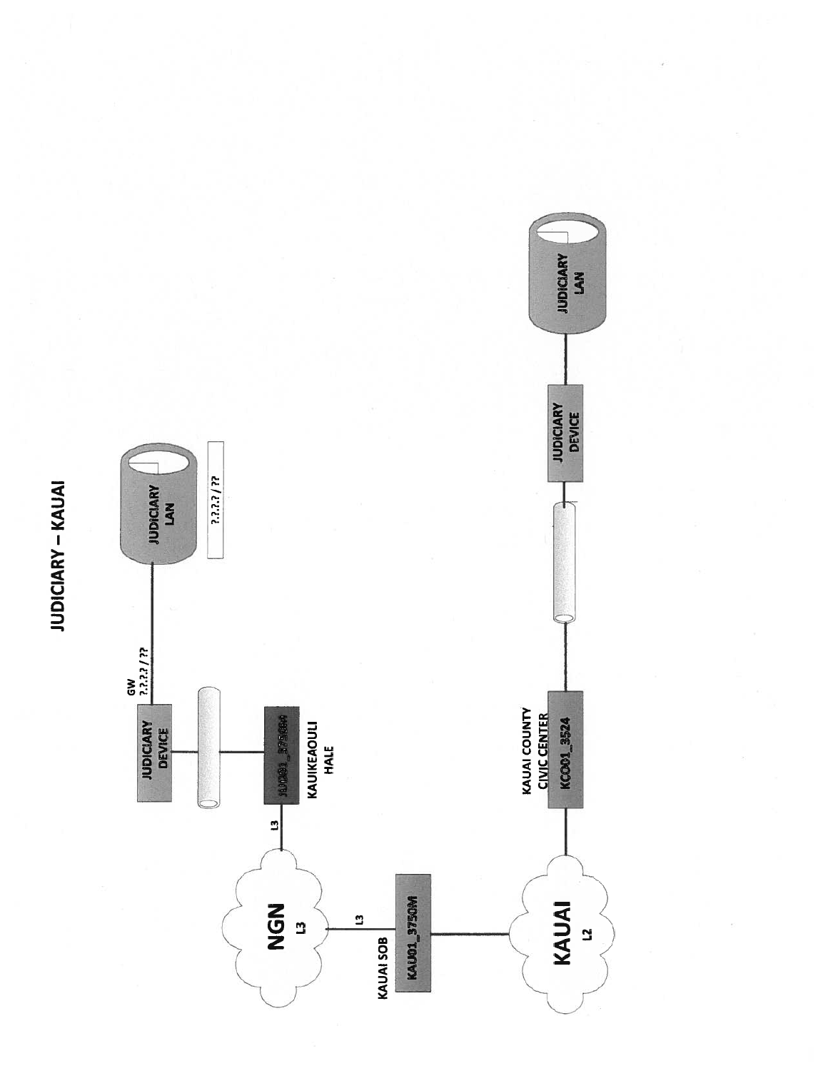# JUDICIARY – KAUAI

NGN
L3

L3

KAUAI SOB
KAU01_3750M

L3

KAUAI
L2

KAUIKEAOULI
HALE

JUDICIARY
DEVICE

GW
?.?.?.? / ??

JUDICIARY
LAN

?.?.?.? / ??

KAUAI COUNTY
CIVIC CENTER
KCO01_3524

JUDICIARY
DEVICE

JUDICIARY
LAN